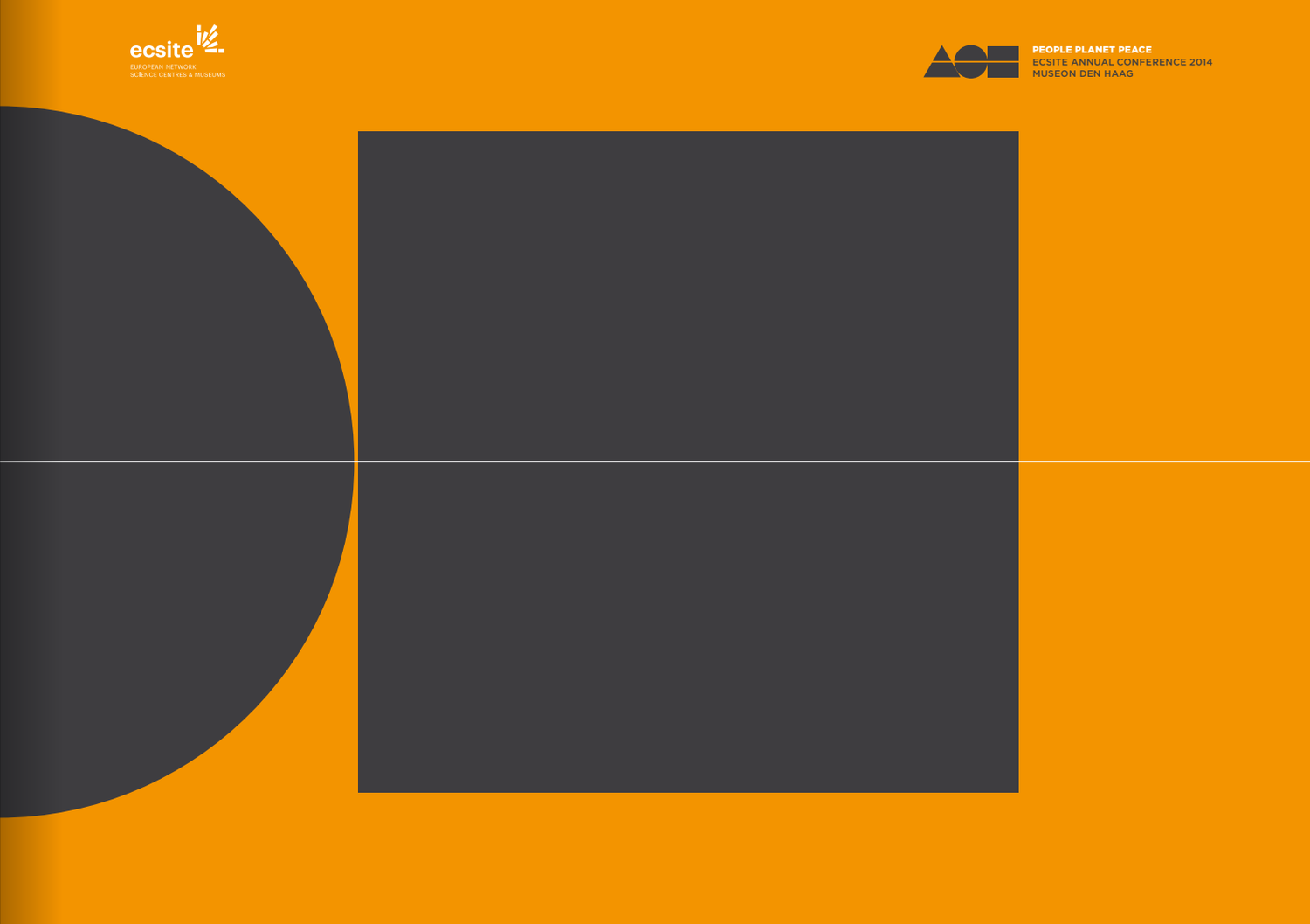ecsite

EUROPEAN NETWORK
SCIENCE CENTRES & MUSEUMS

**PEOPLE PLANET PEACE**
**ECSITE ANNUAL CONFERENCE 2014**
**MUSEON DEN HAAG**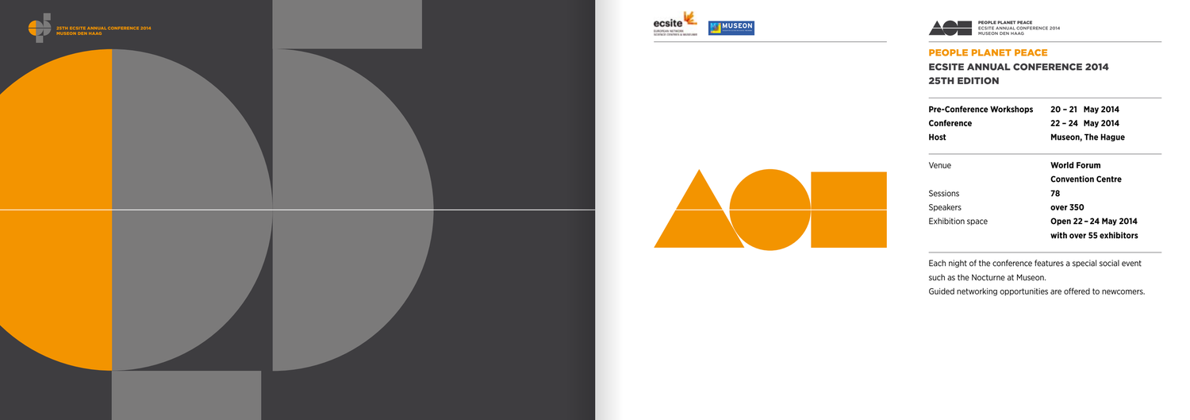25TH ECSITE ANNUAL CONFERENCE 2014
MUSEON DEN HAAG

ecsite EUROPEAN NETWORK OF SCIENCE CENTRES & MUSEUMS

MUSEON

PEOPLE PLANET PEACE
ECSITE ANNUAL CONFERENCE 2014
MUSEON DEN HAAG

## PEOPLE PLANET PEACE

## ECSITE ANNUAL CONFERENCE 2014
## 25TH EDITION

| | |
|---|---|
| **Pre-Conference Workshops** | **20 – 21 May 2014** |
| **Conference** | **22 – 24 May 2014** |
| **Host** | **Museon, The Hague** |

| | |
|---|---|
| Venue | **World Forum Convention Centre** |
| Sessions | **78** |
| Speakers | **over 350** |
| Exhibition space | **Open 22 – 24 May 2014 with over 55 exhibitors** |

Each night of the conference features a special social event such as the Nocturne at Museon.
Guided networking opportunities are offered to newcomers.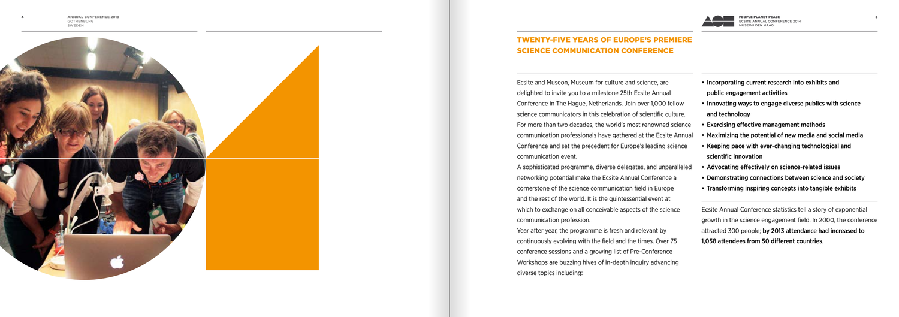## TWENTY-FIVE YEARS OF EUROPE'S PREMIERE SCIENCE COMMUNICATION CONFERENCE

Ecsite and Museon, Museum for culture and science, are delighted to invite you to a milestone 25th Ecsite Annual Conference in The Hague, Netherlands. Join over 1,000 fellow science communicators in this celebration of scientific culture. For more than two decades, the world's most renowned science communication professionals have gathered at the Ecsite Annual Conference and set the precedent for Europe's leading science communication event.

A sophisticated programme, diverse delegates, and unparalleled networking potential make the Ecsite Annual Conference a cornerstone of the science communication field in Europe and the rest of the world. It is the quintessential event at which to exchange on all conceivable aspects of the science communication profession.

Year after year, the programme is fresh and relevant by continuously evolving with the field and the times. Over 75 conference sessions and a growing list of Pre-Conference Workshops are buzzing hives of in-depth inquiry advancing diverse topics including:

- **Incorporating current research into exhibits and public engagement activities**
- **Innovating ways to engage diverse publics with science and technology**
- **Exercising effective management methods**
- **Maximizing the potential of new media and social media**
- **Keeping pace with ever-changing technological and scientific innovation**
- **Advocating effectively on science-related issues**
- **Demonstrating connections between science and society**
- **Transforming inspiring concepts into tangible exhibits**

Ecsite Annual Conference statistics tell a story of exponential growth in the science engagement field. In 2000, the conference attracted 300 people; **by 2013 attendance had increased to 1,058 attendees from 50 different countries**.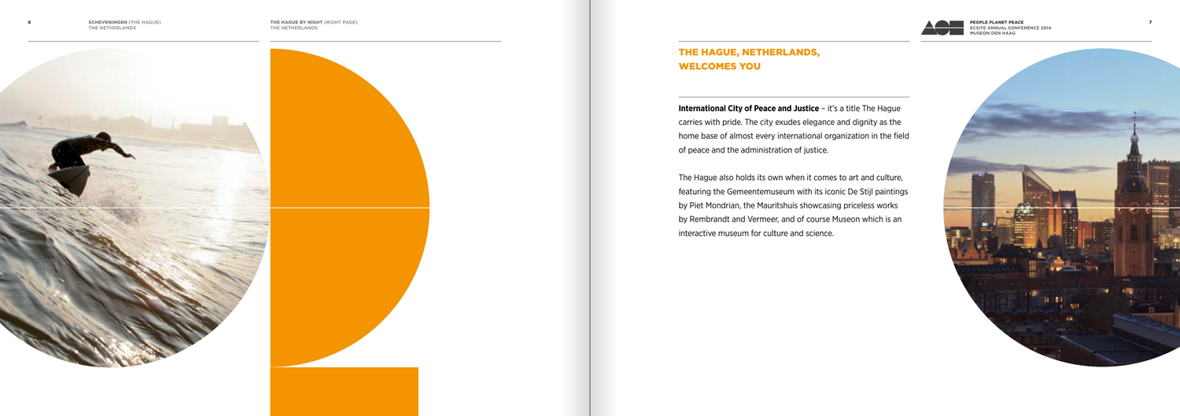SCHEVENINGEN (THE HAGUE)
THE NETHERLANDS

THE HAGUE BY NIGHT (RIGHT PAGE)
THE NETHERLANDS

## THE HAGUE, NETHERLANDS, WELCOMES YOU

**International City of Peace and Justice** – it's a title The Hague carries with pride. The city exudes elegance and dignity as the home base of almost every international organization in the field of peace and the administration of justice.

The Hague also holds its own when it comes to art and culture, featuring the Gemeentemuseum with its iconic De Stijl paintings by Piet Mondrian, the Mauritshuis showcasing priceless works by Rembrandt and Vermeer, and of course Museon which is an interactive museum for culture and science.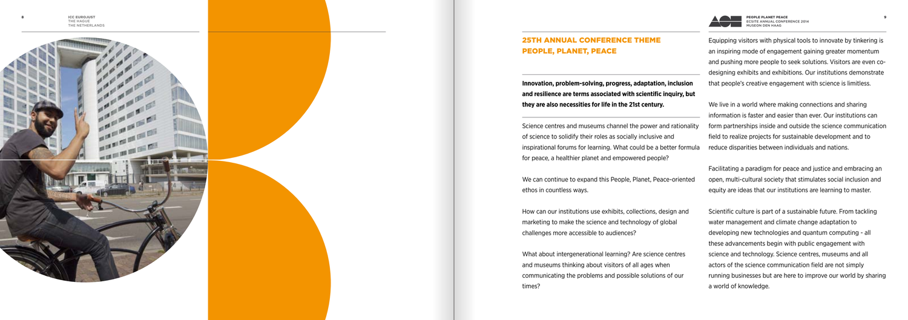## 25TH ANNUAL CONFERENCE THEME PEOPLE, PLANET, PEACE

**Innovation, problem-solving, progress, adaptation, inclusion and resilience are terms associated with scientific inquiry, but they are also necessities for life in the 21st century.**

Science centres and museums channel the power and rationality of science to solidify their roles as socially inclusive and inspirational forums for learning. What could be a better formula for peace, a healthier planet and empowered people?

We can continue to expand this People, Planet, Peace-oriented ethos in countless ways.

How can our institutions use exhibits, collections, design and marketing to make the science and technology of global challenges more accessible to audiences?

What about intergenerational learning? Are science centres and museums thinking about visitors of all ages when communicating the problems and possible solutions of our times?

Equipping visitors with physical tools to innovate by tinkering is an inspiring mode of engagement gaining greater momentum and pushing more people to seek solutions. Visitors are even co-designing exhibits and exhibitions. Our institutions demonstrate that people's creative engagement with science is limitless.

We live in a world where making connections and sharing information is faster and easier than ever. Our institutions can form partnerships inside and outside the science communication field to realize projects for sustainable development and to reduce disparities between individuals and nations.

Facilitating a paradigm for peace and justice and embracing an open, multi-cultural society that stimulates social inclusion and equity are ideas that our institutions are learning to master.

Scientific culture is part of a sustainable future. From tackling water management and climate change adaptation to developing new technologies and quantum computing - all these advancements begin with public engagement with science and technology. Science centres, museums and all actors of the science communication field are not simply running businesses but are here to improve our world by sharing a world of knowledge.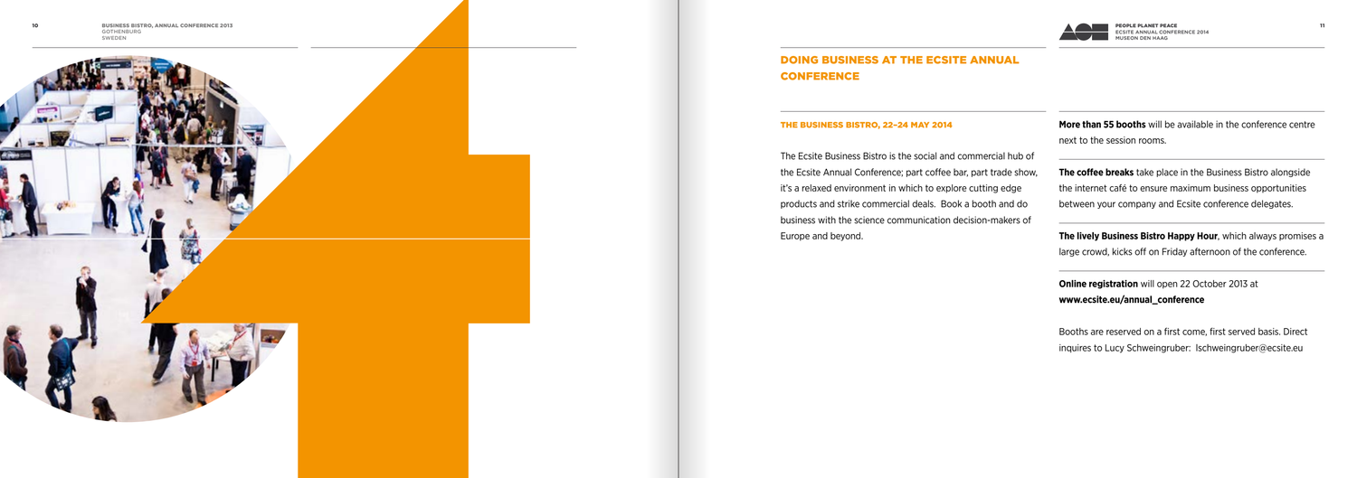## DOING BUSINESS AT THE ECSITE ANNUAL CONFERENCE

### THE BUSINESS BISTRO, 22–24 MAY 2014

The Ecsite Business Bistro is the social and commercial hub of the Ecsite Annual Conference; part coffee bar, part trade show, it's a relaxed environment in which to explore cutting edge products and strike commercial deals. Book a booth and do business with the science communication decision-makers of Europe and beyond.

**More than 55 booths** will be available in the conference centre next to the session rooms.

**The coffee breaks** take place in the Business Bistro alongside the internet café to ensure maximum business opportunities between your company and Ecsite conference delegates.

**The lively Business Bistro Happy Hour**, which always promises a large crowd, kicks off on Friday afternoon of the conference.

**Online registration** will open 22 October 2013 at **www.ecsite.eu/annual_conference**

Booths are reserved on a first come, first served basis. Direct inquires to Lucy Schweingruber: lschweingruber@ecsite.eu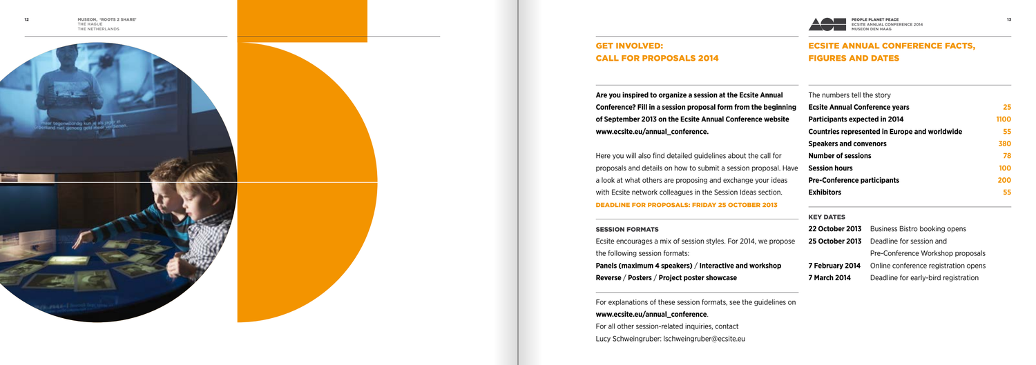## GET INVOLVED: CALL FOR PROPOSALS 2014

**Are you inspired to organize a session at the Ecsite Annual Conference? Fill in a session proposal form from the beginning of September 2013 on the Ecsite Annual Conference website www.ecsite.eu/annual_conference.**

Here you will also find detailed guidelines about the call for proposals and details on how to submit a session proposal. Have a look at what others are proposing and exchange your ideas with Ecsite network colleagues in the Session Ideas section.

**DEADLINE FOR PROPOSALS: FRIDAY 25 OCTOBER 2013**

### SESSION FORMATS

Ecsite encourages a mix of session styles. For 2014, we propose the following session formats:

**Panels (maximum 4 speakers)** / **Interactive and workshop Reverse** / **Posters** / **Project poster showcase**

For explanations of these session formats, see the guidelines on **www.ecsite.eu/annual_conference**.

For all other session-related inquiries, contact Lucy Schweingruber: lschweingruber@ecsite.eu

## ECSITE ANNUAL CONFERENCE FACTS, FIGURES AND DATES

The numbers tell the story

| | |
|---|---|
| **Ecsite Annual Conference years** | 25 |
| **Participants expected in 2014** | 1100 |
| **Countries represented in Europe and worldwide** | 55 |
| **Speakers and convenors** | 380 |
| **Number of sessions** | 78 |
| **Session hours** | 100 |
| **Pre-Conference participants** | 200 |
| **Exhibitors** | 55 |

### KEY DATES

| | |
|---|---|
| **22 October 2013** | Business Bistro booking opens |
| **25 October 2013** | Deadline for session and Pre-Conference Workshop proposals |
| **7 February 2014** | Online conference registration opens |
| **7 March 2014** | Deadline for early-bird registration |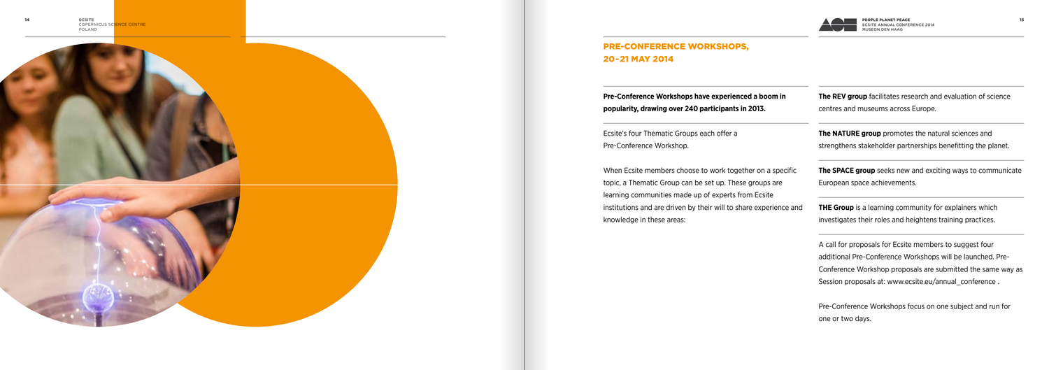## PRE-CONFERENCE WORKSHOPS, 20-21 MAY 2014

**Pre-Conference Workshops have experienced a boom in popularity, drawing over 240 participants in 2013.**

Ecsite's four Thematic Groups each offer a Pre-Conference Workshop.

When Ecsite members choose to work together on a specific topic, a Thematic Group can be set up. These groups are learning communities made up of experts from Ecsite institutions and are driven by their will to share experience and knowledge in these areas:

**The REV group** facilitates research and evaluation of science centres and museums across Europe.

**The NATURE group** promotes the natural sciences and strengthens stakeholder partnerships benefitting the planet.

**The SPACE group** seeks new and exciting ways to communicate European space achievements.

**THE Group** is a learning community for explainers which investigates their roles and heightens training practices.

A call for proposals for Ecsite members to suggest four additional Pre-Conference Workshops will be launched. Pre-Conference Workshop proposals are submitted the same way as Session proposals at: www.ecsite.eu/annual_conference .

Pre-Conference Workshops focus on one subject and run for one or two days.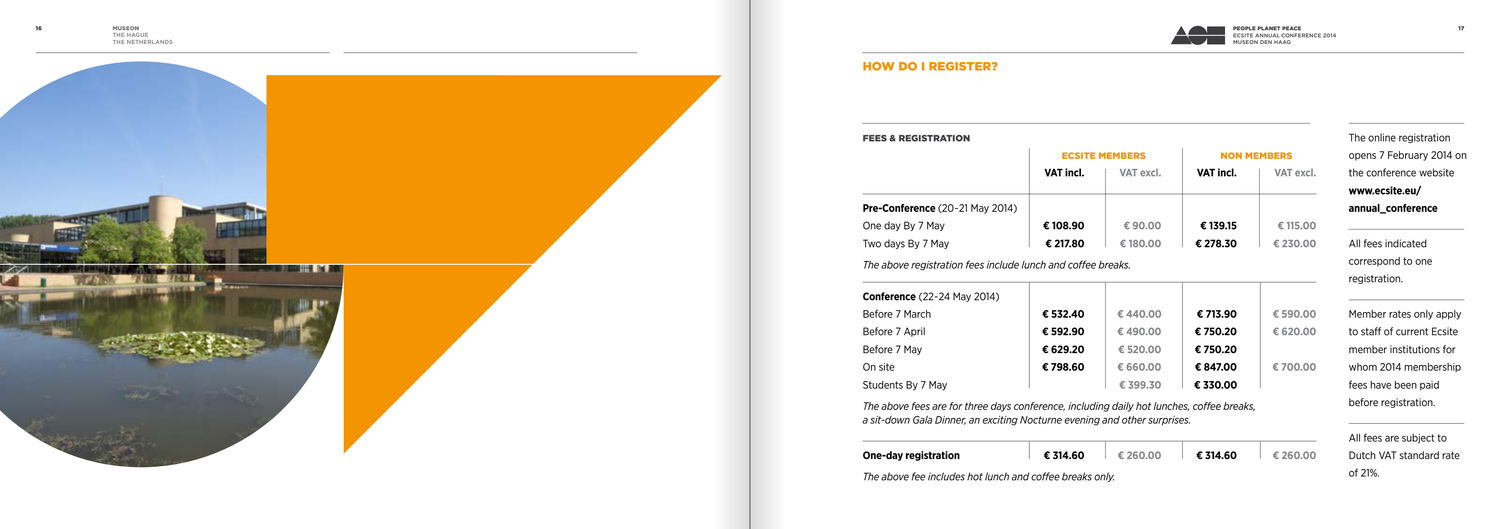## HOW DO I REGISTER?

**FEES & REGISTRATION**

| | ECSITE MEMBERS | | NON MEMBERS | |
|---|---|---|---|---|
| | VAT incl. | VAT excl. | VAT incl. | VAT excl. |
| **Pre-Conference** (20-21 May 2014) | | | | |
| One day By 7 May | € 108.90 | € 90.00 | € 139.15 | € 115.00 |
| Two days By 7 May | € 217.80 | € 180.00 | € 278.30 | € 230.00 |

*The above registration fees include lunch and coffee breaks.*

| | ECSITE MEMBERS | | NON MEMBERS | |
|---|---|---|---|---|
| | VAT incl. | VAT excl. | VAT incl. | VAT excl. |
| **Conference** (22-24 May 2014) | | | | |
| Before 7 March | € 532.40 | € 440.00 | € 713.90 | € 590.00 |
| Before 7 April | € 592.90 | € 490.00 | € 750.20 | € 620.00 |
| Before 7 May | € 629.20 | € 520.00 | € 750.20 | |
| On site | € 798.60 | € 660.00 | € 847.00 | € 700.00 |
| Students By 7 May | | € 399.30 | € 330.00 | |

*The above fees are for three days conference, including daily hot lunches, coffee breaks, a sit-down Gala Dinner, an exciting Nocturne evening and other surprises.*

| | ECSITE MEMBERS | | NON MEMBERS | |
|---|---|---|---|---|
| | VAT incl. | VAT excl. | VAT incl. | VAT excl. |
| **One-day registration** | € 314.60 | € 260.00 | € 314.60 | € 260.00 |

*The above fee includes hot lunch and coffee breaks only.*

The online registration opens 7 February 2014 on the conference website **www.ecsite.eu/annual_conference**

All fees indicated correspond to one registration.

Member rates only apply to staff of current Ecsite member institutions for whom 2014 membership fees have been paid before registration.

All fees are subject to Dutch VAT standard rate of 21%.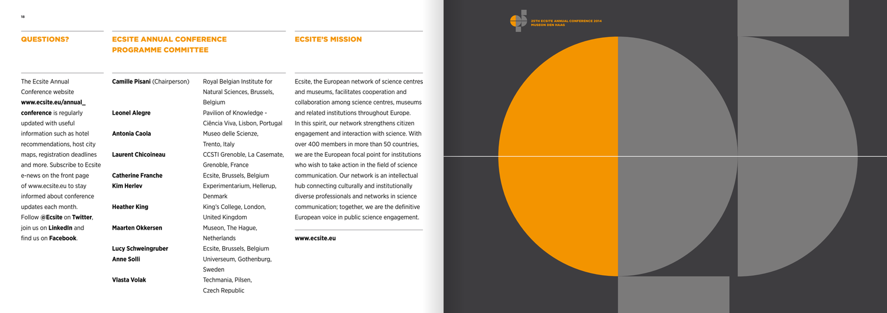## QUESTIONS?

The Ecsite Annual Conference website **www.ecsite.eu/annual_conference** is regularly updated with useful information such as hotel recommendations, host city maps, registration deadlines and more. Subscribe to Ecsite e-news on the front page of www.ecsite.eu to stay informed about conference updates each month. Follow **@Ecsite** on **Twitter**, join us on **LinkedIn** and find us on **Facebook**.

## ECSITE ANNUAL CONFERENCE PROGRAMME COMMITTEE

| Name | Institution |
|---|---|
| **Camille Pisani** (Chairperson) | Royal Belgian Institute for Natural Sciences, Brussels, Belgium |
| **Leonel Alegre** | Pavilion of Knowledge - Ciência Viva, Lisbon, Portugal |
| **Antonia Caola** | Museo delle Scienze, Trento, Italy |
| **Laurent Chicoineau** | CCSTI Grenoble, La Casemate, Grenoble, France |
| **Catherine Franche** | Ecsite, Brussels, Belgium |
| **Kim Herlev** | Experimentarium, Hellerup, Denmark |
| **Heather King** | King's College, London, United Kingdom |
| **Maarten Okkersen** | Museon, The Hague, Netherlands |
| **Lucy Schweingruber** | Ecsite, Brussels, Belgium |
| **Anne Solli** | Universeum, Gothenburg, Sweden |
| **Vlasta Volak** | Techmania, Pilsen, Czech Republic |

## ECSITE'S MISSION

Ecsite, the European network of science centres and museums, facilitates cooperation and collaboration among science centres, museums and related institutions throughout Europe. In this spirit, our network strengthens citizen engagement and interaction with science. With over 400 members in more than 50 countries, we are the European focal point for institutions who wish to take action in the field of science communication. Our network is an intellectual hub connecting culturally and institutionally diverse professionals and networks in science communication; together, we are the definitive European voice in public science engagement.

**www.ecsite.eu**

25TH ECSITE ANNUAL CONFERENCE 2014
MUSEON DEN HAAG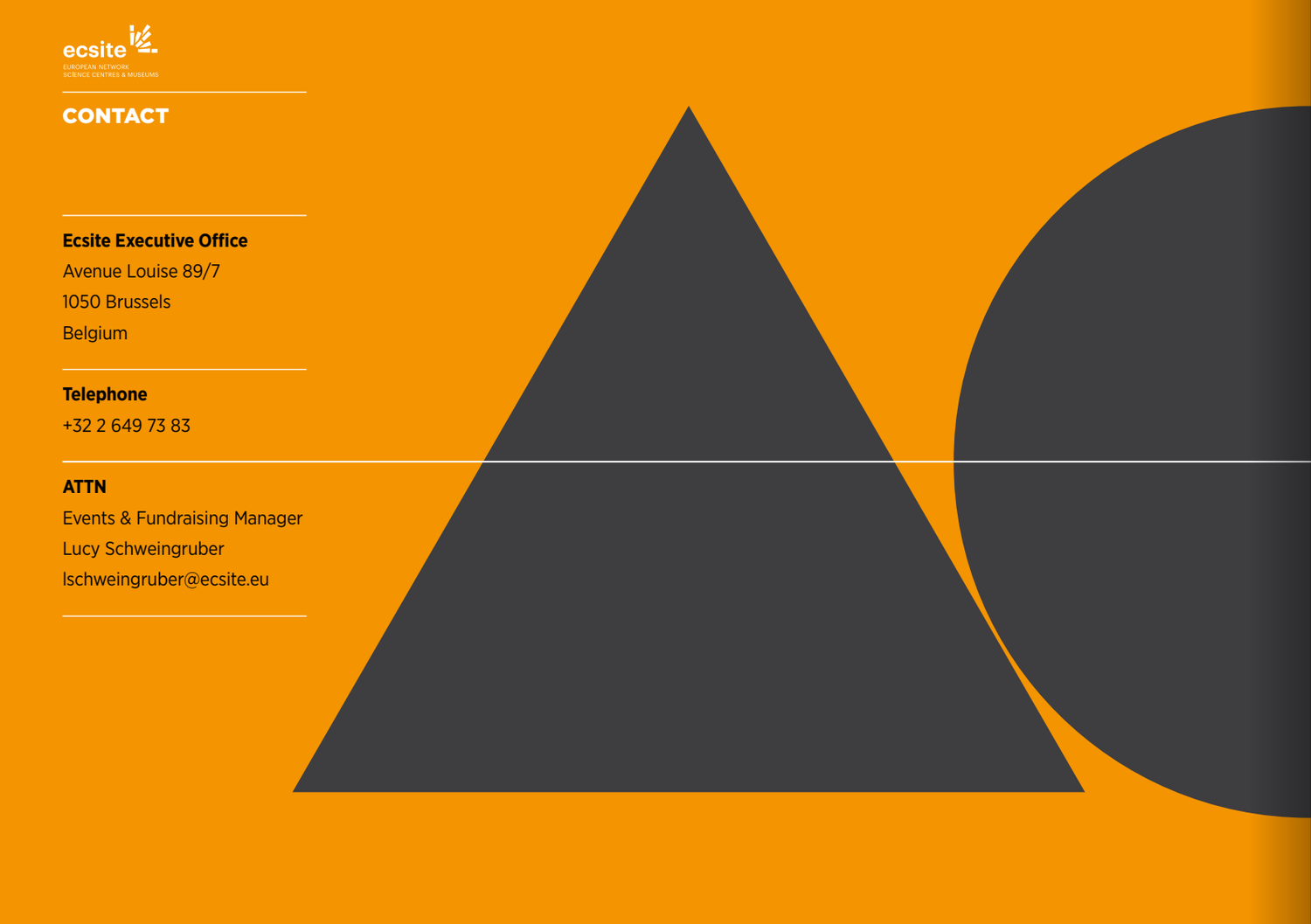ecsite
EUROPEAN NETWORK
SCIENCE CENTRES & MUSEUMS

# CONTACT

**Ecsite Executive Office**
Avenue Louise 89/7
1050 Brussels
Belgium

**Telephone**
+32 2 649 73 83

**ATTN**
Events & Fundraising Manager
Lucy Schweingruber
lschweingruber@ecsite.eu